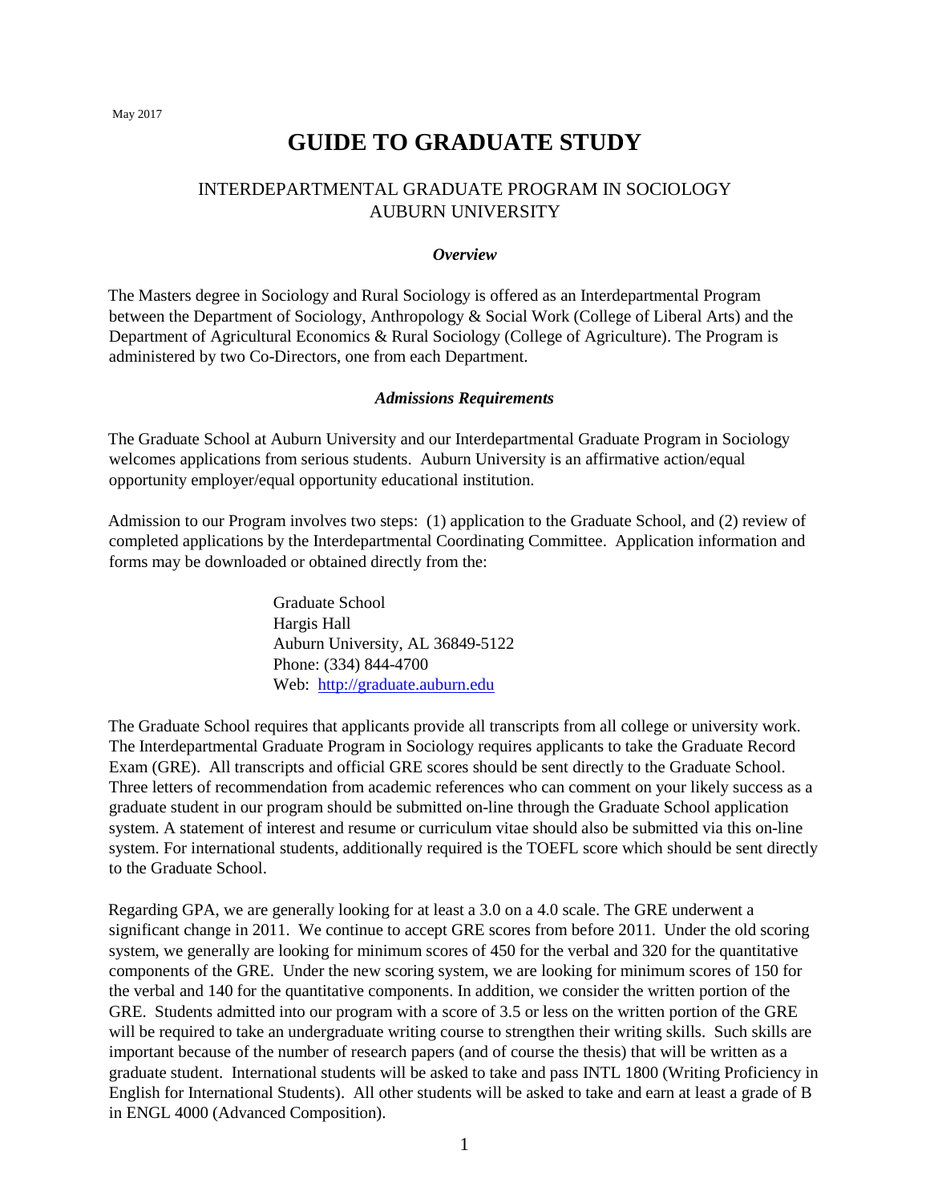May 2017

# GUIDE TO GRADUATE STUDY

## INTERDEPARTMENTAL GRADUATE PROGRAM IN SOCIOLOGY
## AUBURN UNIVERSITY

### *Overview*

The Masters degree in Sociology and Rural Sociology is offered as an Interdepartmental Program between the Department of Sociology, Anthropology & Social Work (College of Liberal Arts) and the Department of Agricultural Economics & Rural Sociology (College of Agriculture). The Program is administered by two Co-Directors, one from each Department.

### *Admissions Requirements*

The Graduate School at Auburn University and our Interdepartmental Graduate Program in Sociology welcomes applications from serious students. Auburn University is an affirmative action/equal opportunity employer/equal opportunity educational institution.

Admission to our Program involves two steps: (1) application to the Graduate School, and (2) review of completed applications by the Interdepartmental Coordinating Committee. Application information and forms may be downloaded or obtained directly from the:

Graduate School
Hargis Hall
Auburn University, AL 36849-5122
Phone: (334) 844-4700
Web: [http://graduate.auburn.edu](http://graduate.auburn.edu)

The Graduate School requires that applicants provide all transcripts from all college or university work. The Interdepartmental Graduate Program in Sociology requires applicants to take the Graduate Record Exam (GRE). All transcripts and official GRE scores should be sent directly to the Graduate School. Three letters of recommendation from academic references who can comment on your likely success as a graduate student in our program should be submitted on-line through the Graduate School application system. A statement of interest and resume or curriculum vitae should also be submitted via this on-line system. For international students, additionally required is the TOEFL score which should be sent directly to the Graduate School.

Regarding GPA, we are generally looking for at least a 3.0 on a 4.0 scale. The GRE underwent a significant change in 2011. We continue to accept GRE scores from before 2011. Under the old scoring system, we generally are looking for minimum scores of 450 for the verbal and 320 for the quantitative components of the GRE. Under the new scoring system, we are looking for minimum scores of 150 for the verbal and 140 for the quantitative components. In addition, we consider the written portion of the GRE. Students admitted into our program with a score of 3.5 or less on the written portion of the GRE will be required to take an undergraduate writing course to strengthen their writing skills. Such skills are important because of the number of research papers (and of course the thesis) that will be written as a graduate student. International students will be asked to take and pass INTL 1800 (Writing Proficiency in English for International Students). All other students will be asked to take and earn at least a grade of B in ENGL 4000 (Advanced Composition).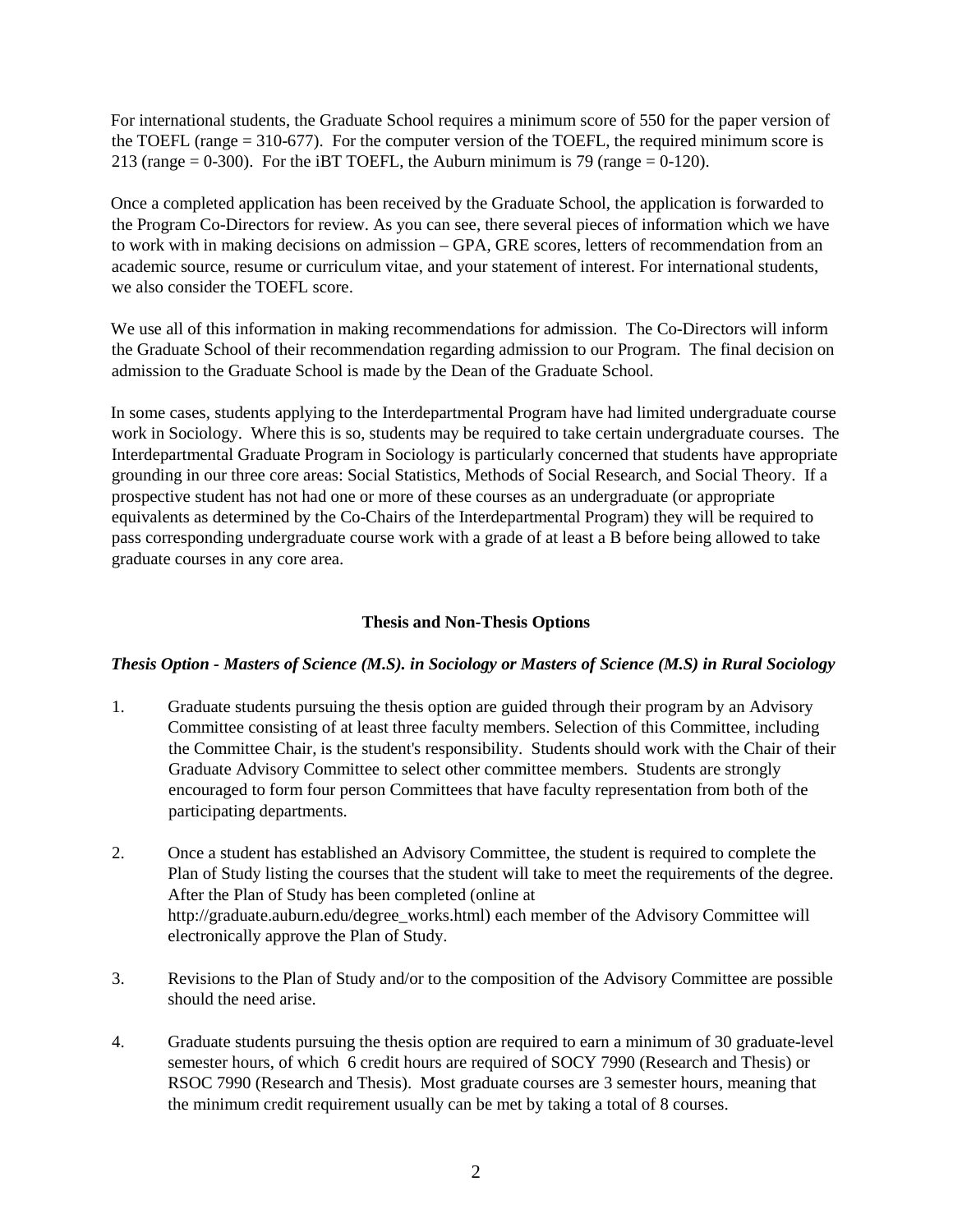For international students, the Graduate School requires a minimum score of 550 for the paper version of the TOEFL (range = 310-677). For the computer version of the TOEFL, the required minimum score is 213 (range = 0-300). For the iBT TOEFL, the Auburn minimum is 79 (range = 0-120).

Once a completed application has been received by the Graduate School, the application is forwarded to the Program Co-Directors for review. As you can see, there several pieces of information which we have to work with in making decisions on admission – GPA, GRE scores, letters of recommendation from an academic source, resume or curriculum vitae, and your statement of interest. For international students, we also consider the TOEFL score.

We use all of this information in making recommendations for admission. The Co-Directors will inform the Graduate School of their recommendation regarding admission to our Program. The final decision on admission to the Graduate School is made by the Dean of the Graduate School.

In some cases, students applying to the Interdepartmental Program have had limited undergraduate course work in Sociology. Where this is so, students may be required to take certain undergraduate courses. The Interdepartmental Graduate Program in Sociology is particularly concerned that students have appropriate grounding in our three core areas: Social Statistics, Methods of Social Research, and Social Theory. If a prospective student has not had one or more of these courses as an undergraduate (or appropriate equivalents as determined by the Co-Chairs of the Interdepartmental Program) they will be required to pass corresponding undergraduate course work with a grade of at least a B before being allowed to take graduate courses in any core area.

## Thesis and Non-Thesis Options

### *Thesis Option - Masters of Science (M.S). in Sociology or Masters of Science (M.S) in Rural Sociology*

1. Graduate students pursuing the thesis option are guided through their program by an Advisory Committee consisting of at least three faculty members. Selection of this Committee, including the Committee Chair, is the student's responsibility. Students should work with the Chair of their Graduate Advisory Committee to select other committee members. Students are strongly encouraged to form four person Committees that have faculty representation from both of the participating departments.

2. Once a student has established an Advisory Committee, the student is required to complete the Plan of Study listing the courses that the student will take to meet the requirements of the degree. After the Plan of Study has been completed (online at http://graduate.auburn.edu/degree_works.html) each member of the Advisory Committee will electronically approve the Plan of Study.

3. Revisions to the Plan of Study and/or to the composition of the Advisory Committee are possible should the need arise.

4. Graduate students pursuing the thesis option are required to earn a minimum of 30 graduate-level semester hours, of which 6 credit hours are required of SOCY 7990 (Research and Thesis) or RSOC 7990 (Research and Thesis). Most graduate courses are 3 semester hours, meaning that the minimum credit requirement usually can be met by taking a total of 8 courses.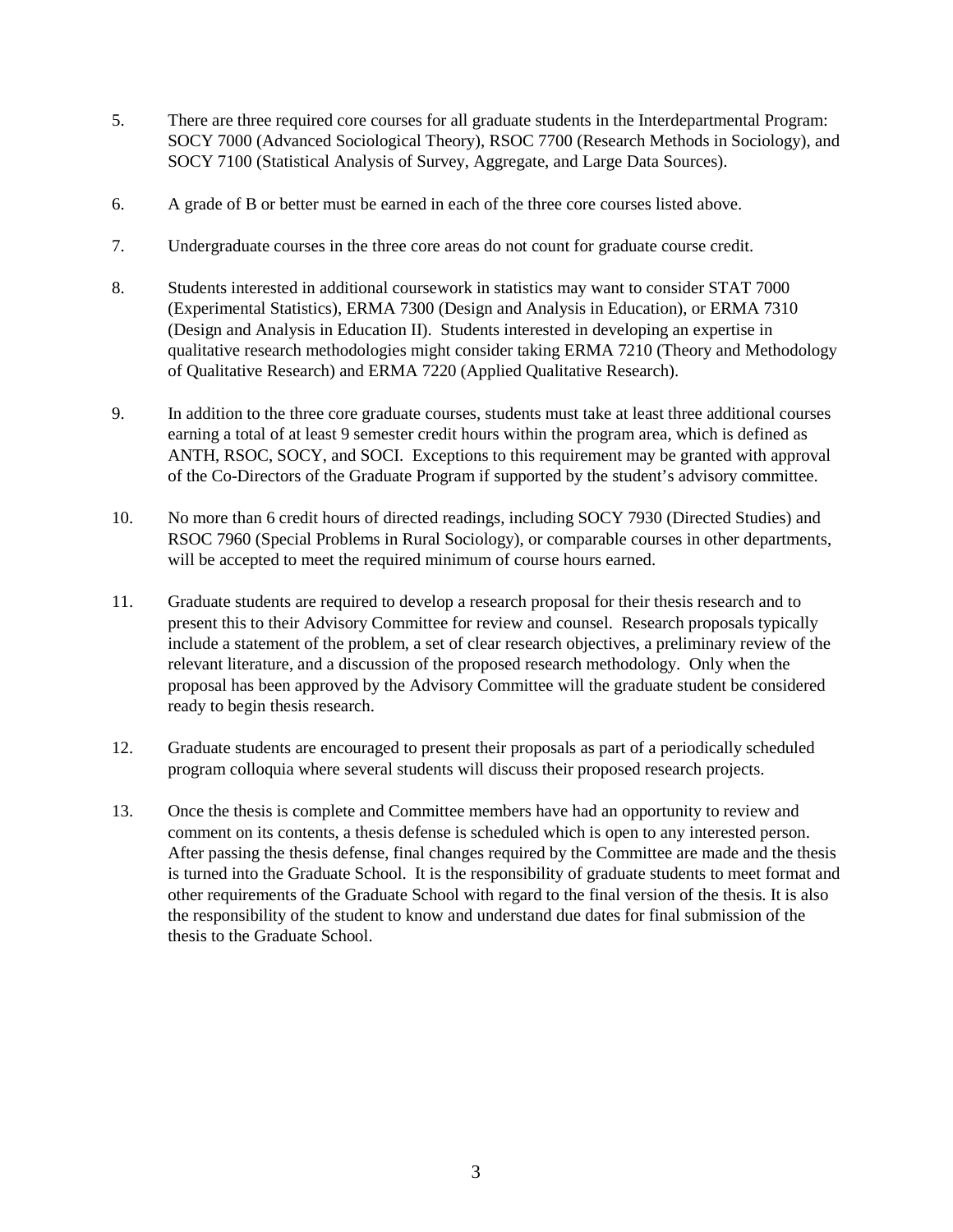5. There are three required core courses for all graduate students in the Interdepartmental Program: SOCY 7000 (Advanced Sociological Theory), RSOC 7700 (Research Methods in Sociology), and SOCY 7100 (Statistical Analysis of Survey, Aggregate, and Large Data Sources).

6. A grade of B or better must be earned in each of the three core courses listed above.

7. Undergraduate courses in the three core areas do not count for graduate course credit.

8. Students interested in additional coursework in statistics may want to consider STAT 7000 (Experimental Statistics), ERMA 7300 (Design and Analysis in Education), or ERMA 7310 (Design and Analysis in Education II). Students interested in developing an expertise in qualitative research methodologies might consider taking ERMA 7210 (Theory and Methodology of Qualitative Research) and ERMA 7220 (Applied Qualitative Research).

9. In addition to the three core graduate courses, students must take at least three additional courses earning a total of at least 9 semester credit hours within the program area, which is defined as ANTH, RSOC, SOCY, and SOCI. Exceptions to this requirement may be granted with approval of the Co-Directors of the Graduate Program if supported by the student's advisory committee.

10. No more than 6 credit hours of directed readings, including SOCY 7930 (Directed Studies) and RSOC 7960 (Special Problems in Rural Sociology), or comparable courses in other departments, will be accepted to meet the required minimum of course hours earned.

11. Graduate students are required to develop a research proposal for their thesis research and to present this to their Advisory Committee for review and counsel. Research proposals typically include a statement of the problem, a set of clear research objectives, a preliminary review of the relevant literature, and a discussion of the proposed research methodology. Only when the proposal has been approved by the Advisory Committee will the graduate student be considered ready to begin thesis research.

12. Graduate students are encouraged to present their proposals as part of a periodically scheduled program colloquia where several students will discuss their proposed research projects.

13. Once the thesis is complete and Committee members have had an opportunity to review and comment on its contents, a thesis defense is scheduled which is open to any interested person. After passing the thesis defense, final changes required by the Committee are made and the thesis is turned into the Graduate School. It is the responsibility of graduate students to meet format and other requirements of the Graduate School with regard to the final version of the thesis. It is also the responsibility of the student to know and understand due dates for final submission of the thesis to the Graduate School.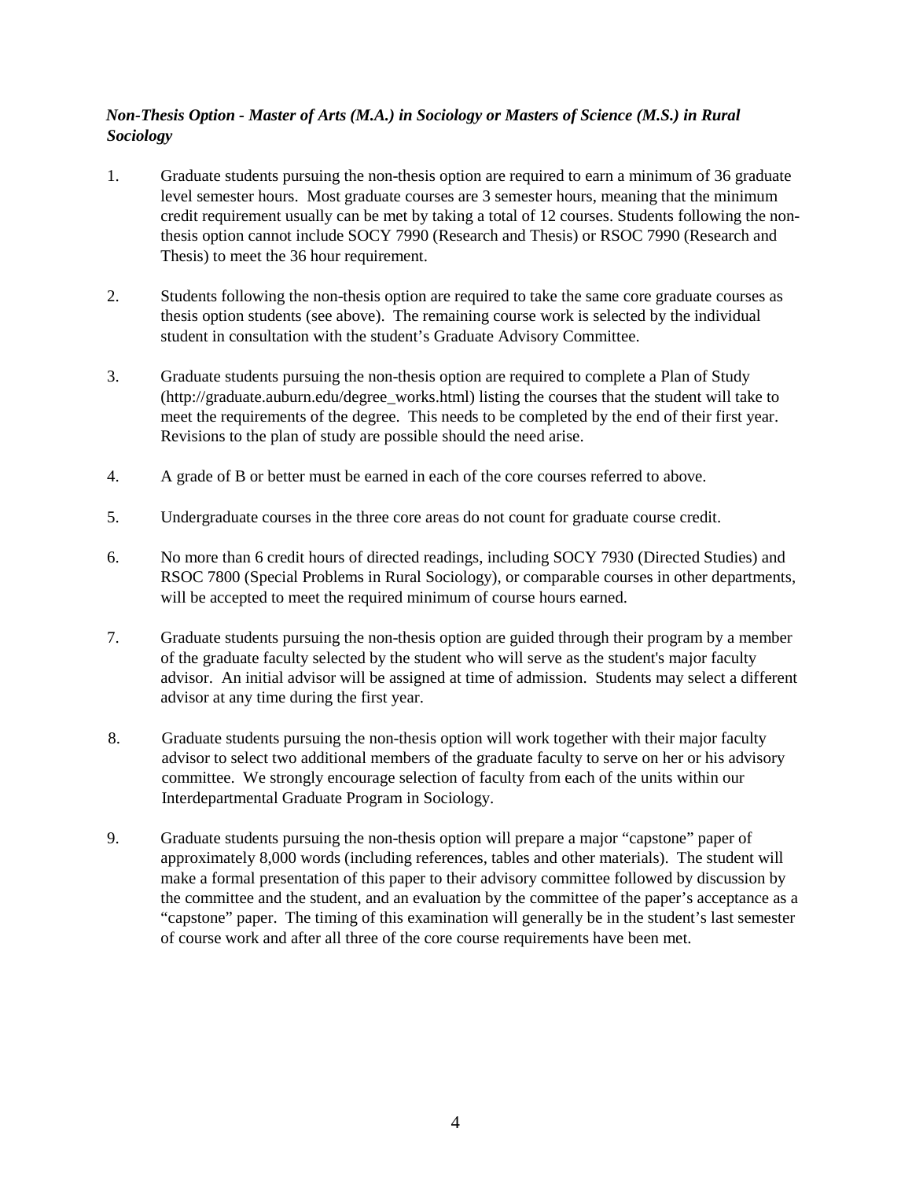***Non-Thesis Option - Master of Arts (M.A.) in Sociology or Masters of Science (M.S.) in Rural Sociology***

1. Graduate students pursuing the non-thesis option are required to earn a minimum of 36 graduate level semester hours. Most graduate courses are 3 semester hours, meaning that the minimum credit requirement usually can be met by taking a total of 12 courses. Students following the non-thesis option cannot include SOCY 7990 (Research and Thesis) or RSOC 7990 (Research and Thesis) to meet the 36 hour requirement.

2. Students following the non-thesis option are required to take the same core graduate courses as thesis option students (see above). The remaining course work is selected by the individual student in consultation with the student's Graduate Advisory Committee.

3. Graduate students pursuing the non-thesis option are required to complete a Plan of Study (http://graduate.auburn.edu/degree_works.html) listing the courses that the student will take to meet the requirements of the degree. This needs to be completed by the end of their first year. Revisions to the plan of study are possible should the need arise.

4. A grade of B or better must be earned in each of the core courses referred to above.

5. Undergraduate courses in the three core areas do not count for graduate course credit.

6. No more than 6 credit hours of directed readings, including SOCY 7930 (Directed Studies) and RSOC 7800 (Special Problems in Rural Sociology), or comparable courses in other departments, will be accepted to meet the required minimum of course hours earned.

7. Graduate students pursuing the non-thesis option are guided through their program by a member of the graduate faculty selected by the student who will serve as the student's major faculty advisor. An initial advisor will be assigned at time of admission. Students may select a different advisor at any time during the first year.

8. Graduate students pursuing the non-thesis option will work together with their major faculty advisor to select two additional members of the graduate faculty to serve on her or his advisory committee. We strongly encourage selection of faculty from each of the units within our Interdepartmental Graduate Program in Sociology.

9. Graduate students pursuing the non-thesis option will prepare a major "capstone" paper of approximately 8,000 words (including references, tables and other materials). The student will make a formal presentation of this paper to their advisory committee followed by discussion by the committee and the student, and an evaluation by the committee of the paper's acceptance as a "capstone" paper. The timing of this examination will generally be in the student's last semester of course work and after all three of the core course requirements have been met.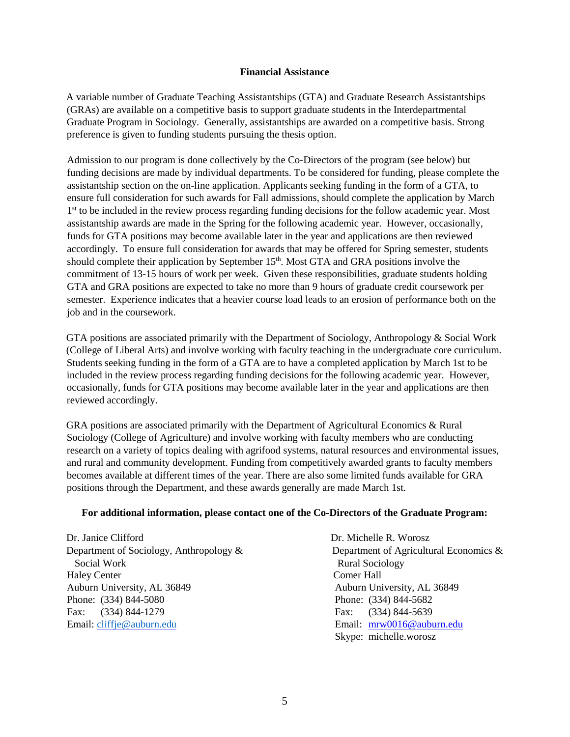## Financial Assistance

A variable number of Graduate Teaching Assistantships (GTA) and Graduate Research Assistantships (GRAs) are available on a competitive basis to support graduate students in the Interdepartmental Graduate Program in Sociology. Generally, assistantships are awarded on a competitive basis. Strong preference is given to funding students pursuing the thesis option.

Admission to our program is done collectively by the Co-Directors of the program (see below) but funding decisions are made by individual departments. To be considered for funding, please complete the assistantship section on the on-line application. Applicants seeking funding in the form of a GTA, to ensure full consideration for such awards for Fall admissions, should complete the application by March 1st to be included in the review process regarding funding decisions for the follow academic year. Most assistantship awards are made in the Spring for the following academic year. However, occasionally, funds for GTA positions may become available later in the year and applications are then reviewed accordingly. To ensure full consideration for awards that may be offered for Spring semester, students should complete their application by September 15th. Most GTA and GRA positions involve the commitment of 13-15 hours of work per week. Given these responsibilities, graduate students holding GTA and GRA positions are expected to take no more than 9 hours of graduate credit coursework per semester. Experience indicates that a heavier course load leads to an erosion of performance both on the job and in the coursework.

GTA positions are associated primarily with the Department of Sociology, Anthropology & Social Work (College of Liberal Arts) and involve working with faculty teaching in the undergraduate core curriculum. Students seeking funding in the form of a GTA are to have a completed application by March 1st to be included in the review process regarding funding decisions for the following academic year. However, occasionally, funds for GTA positions may become available later in the year and applications are then reviewed accordingly.

GRA positions are associated primarily with the Department of Agricultural Economics & Rural Sociology (College of Agriculture) and involve working with faculty members who are conducting research on a variety of topics dealing with agrifood systems, natural resources and environmental issues, and rural and community development. Funding from competitively awarded grants to faculty members becomes available at different times of the year. There are also some limited funds available for GRA positions through the Department, and these awards generally are made March 1st.

**For additional information, please contact one of the Co-Directors of the Graduate Program:**

Dr. Janice Clifford
Department of Sociology, Anthropology & Social Work
Haley Center
Auburn University, AL 36849
Phone: (334) 844-5080
Fax: (334) 844-1279
Email: cliffje@auburn.edu

Dr. Michelle R. Worosz
Department of Agricultural Economics & Rural Sociology
Comer Hall
Auburn University, AL 36849
Phone: (334) 844-5682
Fax: (334) 844-5639
Email: mrw0016@auburn.edu
Skype: michelle.worosz